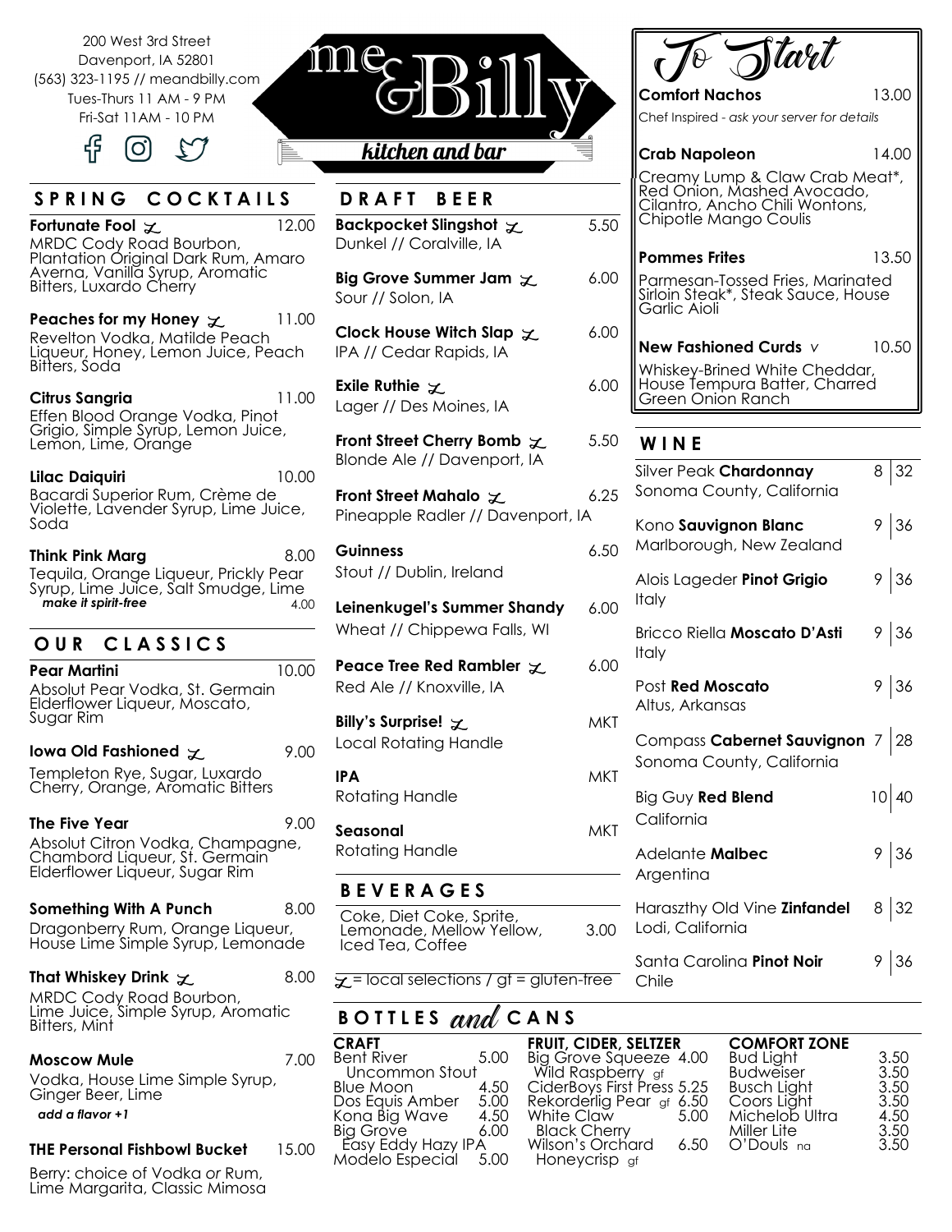200 West 3rd Street
Davenport, IA 52801
(563) 323-1195 // meandbilly.com
Tues-Thurs 11 AM - 9 PM
Fri-Sat 11AM - 10 PM

# me&Billy kitchen and bar

## SPRING COCKTAILS

**Fortunate Fool** ⌖ — 12.00
MRDC Cody Road Bourbon, Plantation Original Dark Rum, Amaro Averna, Vanilla Syrup, Aromatic Bitters, Luxardo Cherry

**Peaches for my Honey** ⌖ — 11.00
Revelton Vodka, Matilde Peach Liqueur, Honey, Lemon Juice, Peach Bitters, Soda

**Citrus Sangria** — 11.00
Effen Blood Orange Vodka, Pinot Grigio, Simple Syrup, Lemon Juice, Lemon, Lime, Orange

**Lilac Daiquiri** — 10.00
Bacardi Superior Rum, Crème de Violette, Lavender Syrup, Lime Juice, Soda

**Think Pink Marg** — 8.00
Tequila, Orange Liqueur, Prickly Pear Syrup, Lime Juice, Salt Smudge, Lime
***make it spirit-free*** — 4.00

## OUR CLASSICS

**Pear Martini** — 10.00
Absolut Pear Vodka, St. Germain Elderflower Liqueur, Moscato, Sugar Rim

**Iowa Old Fashioned** ⌖ — 9.00
Templeton Rye, Sugar, Luxardo Cherry, Orange, Aromatic Bitters

**The Five Year** — 9.00
Absolut Citron Vodka, Champagne, Chambord Liqueur, St. Germain Elderflower Liqueur, Sugar Rim

**Something With A Punch** — 8.00
Dragonberry Rum, Orange Liqueur, House Lime Simple Syrup, Lemonade

**That Whiskey Drink** ⌖ — 8.00
MRDC Cody Road Bourbon, Lime Juice, Simple Syrup, Aromatic Bitters, Mint

**Moscow Mule** — 7.00
Vodka, House Lime Simple Syrup, Ginger Beer, Lime
***add a flavor +1***

**THE Personal Fishbowl Bucket** — 15.00
Berry: choice of Vodka or Rum, Lime Margarita, Classic Mimosa

## DRAFT BEER

**Backpocket Slingshot** ⌖ — 5.50
Dunkel // Coralville, IA

**Big Grove Summer Jam** ⌖ — 6.00
Sour // Solon, IA

**Clock House Witch Slap** ⌖ — 6.00
IPA // Cedar Rapids, IA

**Exile Ruthie** ⌖ — 6.00
Lager // Des Moines, IA

**Front Street Cherry Bomb** ⌖ — 5.50
Blonde Ale // Davenport, IA

**Front Street Mahalo** ⌖ — 6.25
Pineapple Radler // Davenport, IA

**Guinness** — 6.50
Stout // Dublin, Ireland

**Leinenkugel's Summer Shandy** — 6.00
Wheat // Chippewa Falls, WI

**Peace Tree Red Rambler** ⌖ — 6.00
Red Ale // Knoxville, IA

**Billy's Surprise!** ⌖ — MKT
Local Rotating Handle

**IPA** — MKT
Rotating Handle

**Seasonal** — MKT
Rotating Handle

## BEVERAGES

Coke, Diet Coke, Sprite, Lemonade, Mellow Yellow, Iced Tea, Coffee — 3.00

⌖ = local selections / gf = gluten-free

## To Start

**Comfort Nachos** — 13.00
Chef Inspired - *ask your server for details*

**Crab Napoleon** — 14.00
Creamy Lump & Claw Crab Meat*, Red Onion, Mashed Avocado, Cilantro, Ancho Chili Wontons, Chipotle Mango Coulis

**Pommes Frites** — 13.50
Parmesan-Tossed Fries, Marinated Sirloin Steak*, Steak Sauce, House Garlic Aioli

**New Fashioned Curds** v — 10.50
Whiskey-Brined White Cheddar, House Tempura Batter, Charred Green Onion Ranch

## WINE

| Wine | Glass | Bottle |
|---|---|---|
| Silver Peak **Chardonnay** Sonoma County, California | 8 | 32 |
| Kono **Sauvignon Blanc** Marlborough, New Zealand | 9 | 36 |
| Alois Lageder **Pinot Grigio** Italy | 9 | 36 |
| Bricco Riella **Moscato D'Asti** Italy | 9 | 36 |
| Post **Red Moscato** Altus, Arkansas | 9 | 36 |
| Compass **Cabernet Sauvignon** Sonoma County, California | 7 | 28 |
| Big Guy **Red Blend** California | 10 | 40 |
| Adelante **Malbec** Argentina | 9 | 36 |
| Haraszthy Old Vine **Zinfandel** Lodi, California | 8 | 32 |
| Santa Carolina **Pinot Noir** Chile | 9 | 36 |

## BOTTLES and CANS

**CRAFT**

| Item | Price |
|---|---|
| Bent River Uncommon Stout | 5.00 |
| Blue Moon | 4.50 |
| Dos Equis Amber | 5.00 |
| Kona Big Wave | 4.50 |
| Big Grove Easy Eddy Hazy IPA | 6.00 |
| Modelo Especial | 5.00 |

**FRUIT, CIDER, SELTZER**

| Item | Price |
|---|---|
| Big Grove Squeeze Wild Raspberry gf | 4.00 |
| CiderBoys First Press | 5.25 |
| Rekorderlig Pear gf | 6.50 |
| White Claw Black Cherry | 5.00 |
| Wilson's Orchard Honeycrisp gf | 6.50 |

**COMFORT ZONE**

| Item | Price |
|---|---|
| Bud Light | 3.50 |
| Budweiser | 3.50 |
| Busch Light | 3.50 |
| Coors Light | 3.50 |
| Michelob Ultra | 4.50 |
| Miller Lite | 3.50 |
| O'Douls na | 3.50 |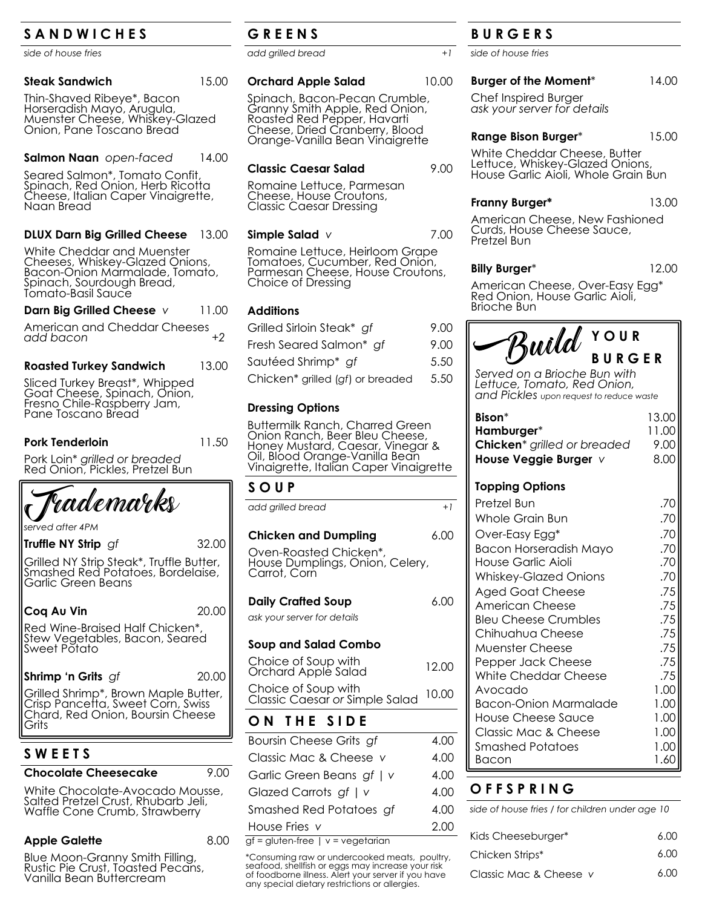## SANDWICHES

*side of house fries*

**Steak Sandwich** 15.00

Thin-Shaved Ribeye*, Bacon Horseradish Mayo, Arugula, Muenster Cheese, Whiskey-Glazed Onion, Pane Toscano Bread

**Salmon Naan** *open-faced* 14.00

Seared Salmon*, Tomato Confit, Spinach, Red Onion, Herb Ricotta Cheese, Italian Caper Vinaigrette, Naan Bread

**DLUX Darn Big Grilled Cheese** 13.00

White Cheddar and Muenster Cheeses, Whiskey-Glazed Onions, Bacon-Onion Marmalade, Tomato, Spinach, Sourdough Bread, Tomato-Basil Sauce

**Darn Big Grilled Cheese** *v* 11.00

American and Cheddar Cheeses
*add bacon* +2

**Roasted Turkey Sandwich** 13.00

Sliced Turkey Breast*, Whipped Goat Cheese, Spinach, Onion, Fresno Chile-Raspberry Jam, Pane Toscano Bread

**Pork Tenderloin** 11.50

Pork Loin* *grilled or breaded*
Red Onion, Pickles, Pretzel Bun

## Trademarks

*served after 4PM*

**Truffle NY Strip** *gf* 32.00

Grilled NY Strip Steak*, Truffle Butter, Smashed Red Potatoes, Bordelaise, Garlic Green Beans

**Coq Au Vin** 20.00

Red Wine-Braised Half Chicken*, Stew Vegetables, Bacon, Seared Sweet Potato

**Shrimp 'n Grits** *gf* 20.00

Grilled Shrimp*, Brown Maple Butter, Crisp Pancetta, Sweet Corn, Swiss Chard, Red Onion, Boursin Cheese Grits

## SWEETS

**Chocolate Cheesecake** 9.00

White Chocolate-Avocado Mousse, Salted Pretzel Crust, Rhubarb Jeli, Waffle Cone Crumb, Strawberry

**Apple Galette** 8.00

Blue Moon-Granny Smith Filling, Rustic Pie Crust, Toasted Pecans, Vanilla Bean Buttercream

## GREENS

*add grilled bread* +1

**Orchard Apple Salad** 10.00

Spinach, Bacon-Pecan Crumble, Granny Smith Apple, Red Onion, Roasted Red Pepper, Havarti Cheese, Dried Cranberry, Blood Orange-Vanilla Bean Vinaigrette

**Classic Caesar Salad** 9.00

Romaine Lettuce, Parmesan Cheese, House Croutons, Classic Caesar Dressing

**Simple Salad** *v* 7.00

Romaine Lettuce, Heirloom Grape Tomatoes, Cucumber, Red Onion, Parmesan Cheese, House Croutons, Choice of Dressing

### Additions

| | |
|---|---|
| Grilled Sirloin Steak* *gf* | 9.00 |
| Fresh Seared Salmon* *gf* | 9.00 |
| Sautéed Shrimp* *gf* | 5.50 |
| Chicken* grilled (*gf*) or breaded | 5.50 |

### Dressing Options

Buttermilk Ranch, Charred Green Onion Ranch, Beer Bleu Cheese, Honey Mustard, Caesar, Vinegar & Oil, Blood Orange-Vanilla Bean Vinaigrette, Italian Caper Vinaigrette

## SOUP

*add grilled bread* +1

**Chicken and Dumpling** 6.00

Oven-Roasted Chicken*, House Dumplings, Onion, Celery, Carrot, Corn

**Daily Crafted Soup** 6.00

*ask your server for details*

### Soup and Salad Combo

| | |
|---|---|
| Choice of Soup with Orchard Apple Salad | 12.00 |
| Choice of Soup with Classic Caesar *or* Simple Salad | 10.00 |

## ON THE SIDE

| | |
|---|---|
| Boursin Cheese Grits *gf* | 4.00 |
| Classic Mac & Cheese *v* | 4.00 |
| Garlic Green Beans *gf* \| *v* | 4.00 |
| Glazed Carrots *gf* \| *v* | 4.00 |
| Smashed Red Potatoes *gf* | 4.00 |
| House Fries *v* | 2.00 |

gf = gluten-free | v = vegetarian

*Consuming raw or undercooked meats, poultry, seafood, shellfish or eggs may increase your risk of foodborne illness. Alert your server if you have any special dietary restrictions or allergies.

## BURGERS

*side of house fries*

**Burger of the Moment*** 14.00

Chef Inspired Burger
*ask your server for details*

**Range Bison Burger*** 15.00

White Cheddar Cheese, Butter Lettuce, Whiskey-Glazed Onions, House Garlic Aioli, Whole Grain Bun

**Franny Burger*** 13.00

American Cheese, New Fashioned Curds, House Cheese Sauce, Pretzel Bun

**Billy Burger*** 12.00

American Cheese, Over-Easy Egg* Red Onion, House Garlic Aioli, Brioche Bun

## Build YOUR BURGER

*Served on a Brioche Bun with Lettuce, Tomato, Red Onion, and Pickles upon request to reduce waste*

| | |
|---|---|
| **Bison*** | 13.00 |
| **Hamburger*** | 11.00 |
| **Chicken*** *grilled or breaded* | 9.00 |
| **House Veggie Burger** *v* | 8.00 |

### Topping Options

| | |
|---|---|
| Pretzel Bun | .70 |
| Whole Grain Bun | .70 |
| Over-Easy Egg* | .70 |
| Bacon Horseradish Mayo | .70 |
| House Garlic Aioli | .70 |
| Whiskey-Glazed Onions | .70 |
| Aged Goat Cheese | .75 |
| American Cheese | .75 |
| Bleu Cheese Crumbles | .75 |
| Chihuahua Cheese | .75 |
| Muenster Cheese | .75 |
| Pepper Jack Cheese | .75 |
| White Cheddar Cheese | .75 |
| Avocado | 1.00 |
| Bacon-Onion Marmalade | 1.00 |
| House Cheese Sauce | 1.00 |
| Classic Mac & Cheese | 1.00 |
| Smashed Potatoes | 1.00 |
| Bacon | 1.60 |

## OFFSPRING

*side of house fries / for children under age 10*

| | |
|---|---|
| Kids Cheeseburger* | 6.00 |
| Chicken Strips* | 6.00 |
| Classic Mac & Cheese *v* | 6.00 |